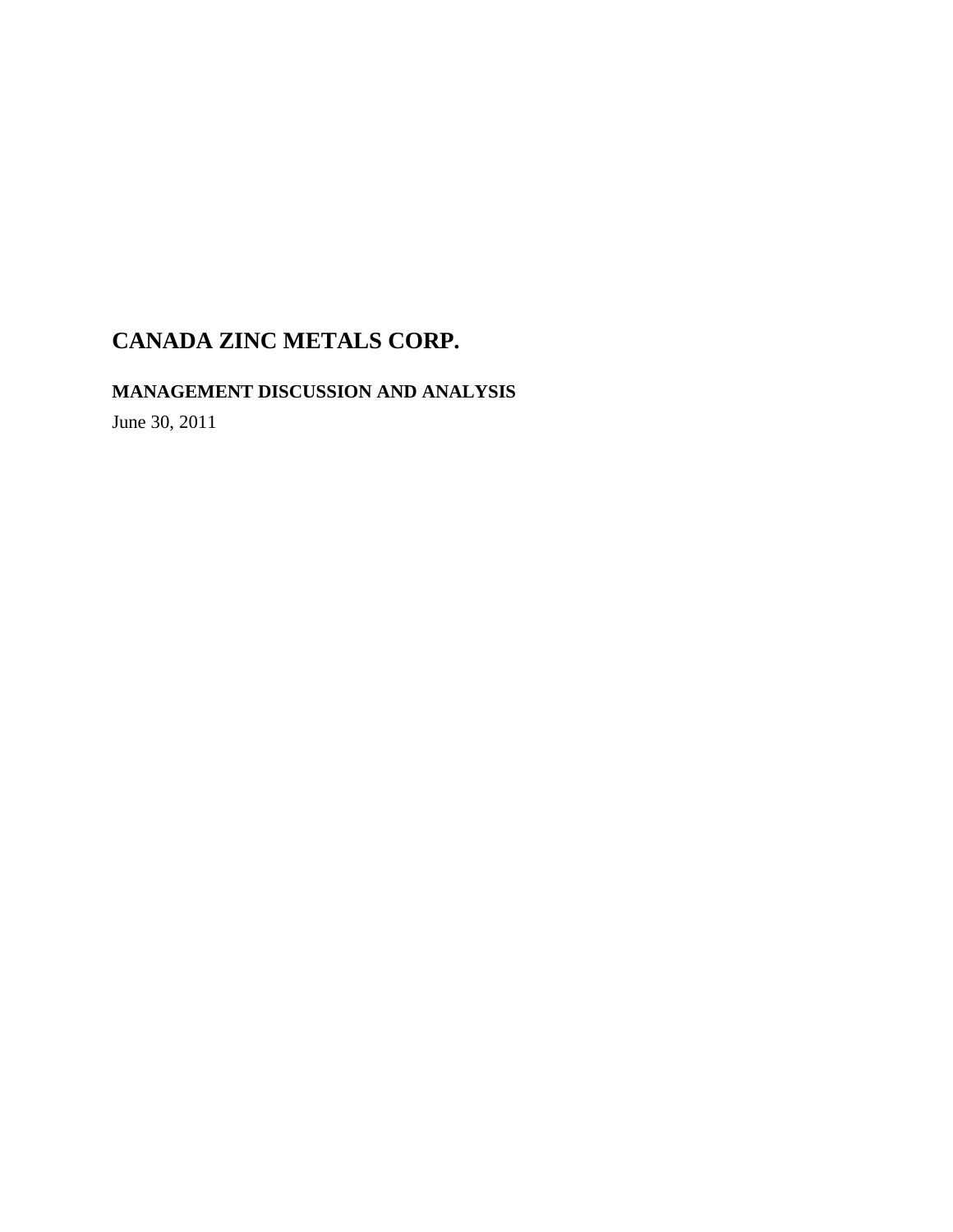# CANADA ZINC METALS CORP.

## MANAGEMENT DISCUSSION AND ANALYSIS

June 30, 2011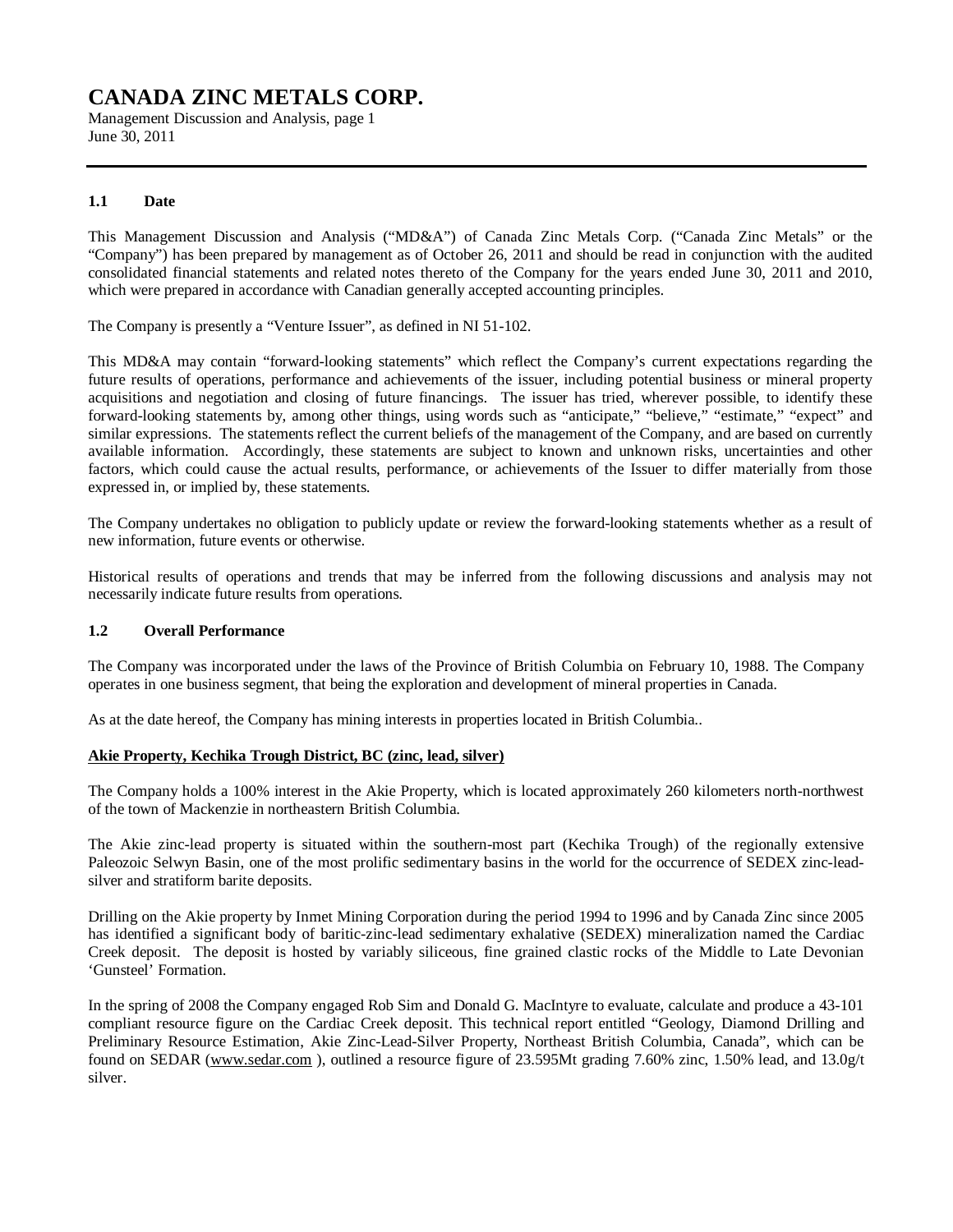# CANADA ZINC METALS CORP.

Management Discussion and Analysis, page 1
June 30, 2011

### 1.1 Date

This Management Discussion and Analysis ("MD&A") of Canada Zinc Metals Corp. ("Canada Zinc Metals" or the "Company") has been prepared by management as of October 26, 2011 and should be read in conjunction with the audited consolidated financial statements and related notes thereto of the Company for the years ended June 30, 2011 and 2010, which were prepared in accordance with Canadian generally accepted accounting principles.

The Company is presently a "Venture Issuer", as defined in NI 51-102.

This MD&A may contain "forward-looking statements" which reflect the Company's current expectations regarding the future results of operations, performance and achievements of the issuer, including potential business or mineral property acquisitions and negotiation and closing of future financings. The issuer has tried, wherever possible, to identify these forward-looking statements by, among other things, using words such as "anticipate," "believe," "estimate," "expect" and similar expressions. The statements reflect the current beliefs of the management of the Company, and are based on currently available information. Accordingly, these statements are subject to known and unknown risks, uncertainties and other factors, which could cause the actual results, performance, or achievements of the Issuer to differ materially from those expressed in, or implied by, these statements.

The Company undertakes no obligation to publicly update or review the forward-looking statements whether as a result of new information, future events or otherwise.

Historical results of operations and trends that may be inferred from the following discussions and analysis may not necessarily indicate future results from operations.

### 1.2 Overall Performance

The Company was incorporated under the laws of the Province of British Columbia on February 10, 1988. The Company operates in one business segment, that being the exploration and development of mineral properties in Canada.

As at the date hereof, the Company has mining interests in properties located in British Columbia..

**Akie Property, Kechika Trough District, BC (zinc, lead, silver)**

The Company holds a 100% interest in the Akie Property, which is located approximately 260 kilometers north-northwest of the town of Mackenzie in northeastern British Columbia.

The Akie zinc-lead property is situated within the southern-most part (Kechika Trough) of the regionally extensive Paleozoic Selwyn Basin, one of the most prolific sedimentary basins in the world for the occurrence of SEDEX zinc-lead-silver and stratiform barite deposits.

Drilling on the Akie property by Inmet Mining Corporation during the period 1994 to 1996 and by Canada Zinc since 2005 has identified a significant body of baritic-zinc-lead sedimentary exhalative (SEDEX) mineralization named the Cardiac Creek deposit. The deposit is hosted by variably siliceous, fine grained clastic rocks of the Middle to Late Devonian 'Gunsteel' Formation.

In the spring of 2008 the Company engaged Rob Sim and Donald G. MacIntyre to evaluate, calculate and produce a 43-101 compliant resource figure on the Cardiac Creek deposit. This technical report entitled "Geology, Diamond Drilling and Preliminary Resource Estimation, Akie Zinc-Lead-Silver Property, Northeast British Columbia, Canada", which can be found on SEDAR (www.sedar.com ), outlined a resource figure of 23.595Mt grading 7.60% zinc, 1.50% lead, and 13.0g/t silver.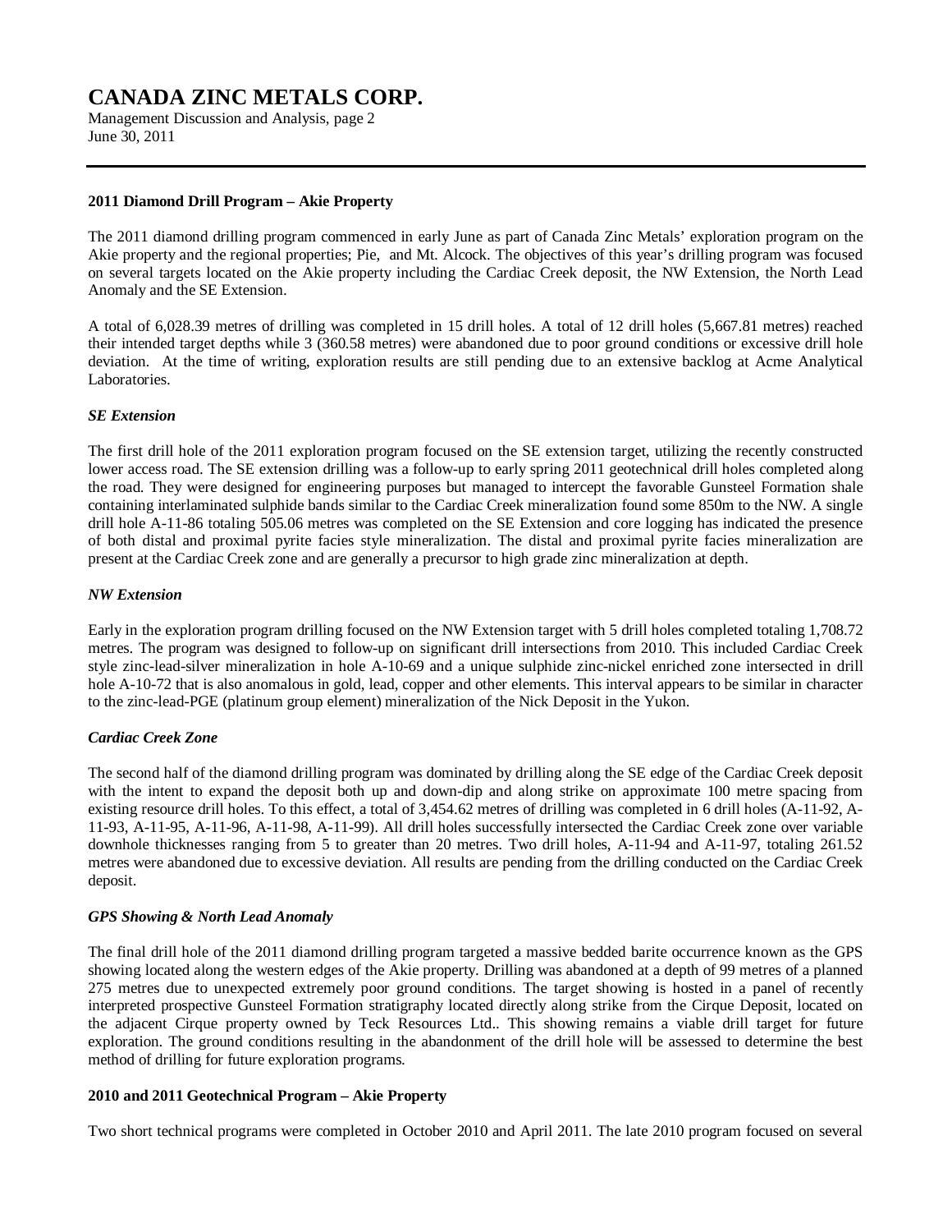### 2011 Diamond Drill Program – Akie Property

The 2011 diamond drilling program commenced in early June as part of Canada Zinc Metals' exploration program on the Akie property and the regional properties; Pie, and Mt. Alcock. The objectives of this year's drilling program was focused on several targets located on the Akie property including the Cardiac Creek deposit, the NW Extension, the North Lead Anomaly and the SE Extension.

A total of 6,028.39 metres of drilling was completed in 15 drill holes. A total of 12 drill holes (5,667.81 metres) reached their intended target depths while 3 (360.58 metres) were abandoned due to poor ground conditions or excessive drill hole deviation. At the time of writing, exploration results are still pending due to an extensive backlog at Acme Analytical Laboratories.

#### *SE Extension*

The first drill hole of the 2011 exploration program focused on the SE extension target, utilizing the recently constructed lower access road. The SE extension drilling was a follow-up to early spring 2011 geotechnical drill holes completed along the road. They were designed for engineering purposes but managed to intercept the favorable Gunsteel Formation shale containing interlaminated sulphide bands similar to the Cardiac Creek mineralization found some 850m to the NW. A single drill hole A-11-86 totaling 505.06 metres was completed on the SE Extension and core logging has indicated the presence of both distal and proximal pyrite facies style mineralization. The distal and proximal pyrite facies mineralization are present at the Cardiac Creek zone and are generally a precursor to high grade zinc mineralization at depth.

#### *NW Extension*

Early in the exploration program drilling focused on the NW Extension target with 5 drill holes completed totaling 1,708.72 metres. The program was designed to follow-up on significant drill intersections from 2010. This included Cardiac Creek style zinc-lead-silver mineralization in hole A-10-69 and a unique sulphide zinc-nickel enriched zone intersected in drill hole A-10-72 that is also anomalous in gold, lead, copper and other elements. This interval appears to be similar in character to the zinc-lead-PGE (platinum group element) mineralization of the Nick Deposit in the Yukon.

#### *Cardiac Creek Zone*

The second half of the diamond drilling program was dominated by drilling along the SE edge of the Cardiac Creek deposit with the intent to expand the deposit both up and down-dip and along strike on approximate 100 metre spacing from existing resource drill holes. To this effect, a total of 3,454.62 metres of drilling was completed in 6 drill holes (A-11-92, A-11-93, A-11-95, A-11-96, A-11-98, A-11-99). All drill holes successfully intersected the Cardiac Creek zone over variable downhole thicknesses ranging from 5 to greater than 20 metres. Two drill holes, A-11-94 and A-11-97, totaling 261.52 metres were abandoned due to excessive deviation. All results are pending from the drilling conducted on the Cardiac Creek deposit.

#### *GPS Showing & North Lead Anomaly*

The final drill hole of the 2011 diamond drilling program targeted a massive bedded barite occurrence known as the GPS showing located along the western edges of the Akie property. Drilling was abandoned at a depth of 99 metres of a planned 275 metres due to unexpected extremely poor ground conditions. The target showing is hosted in a panel of recently interpreted prospective Gunsteel Formation stratigraphy located directly along strike from the Cirque Deposit, located on the adjacent Cirque property owned by Teck Resources Ltd.. This showing remains a viable drill target for future exploration. The ground conditions resulting in the abandonment of the drill hole will be assessed to determine the best method of drilling for future exploration programs.

### 2010 and 2011 Geotechnical Program – Akie Property

Two short technical programs were completed in October 2010 and April 2011. The late 2010 program focused on several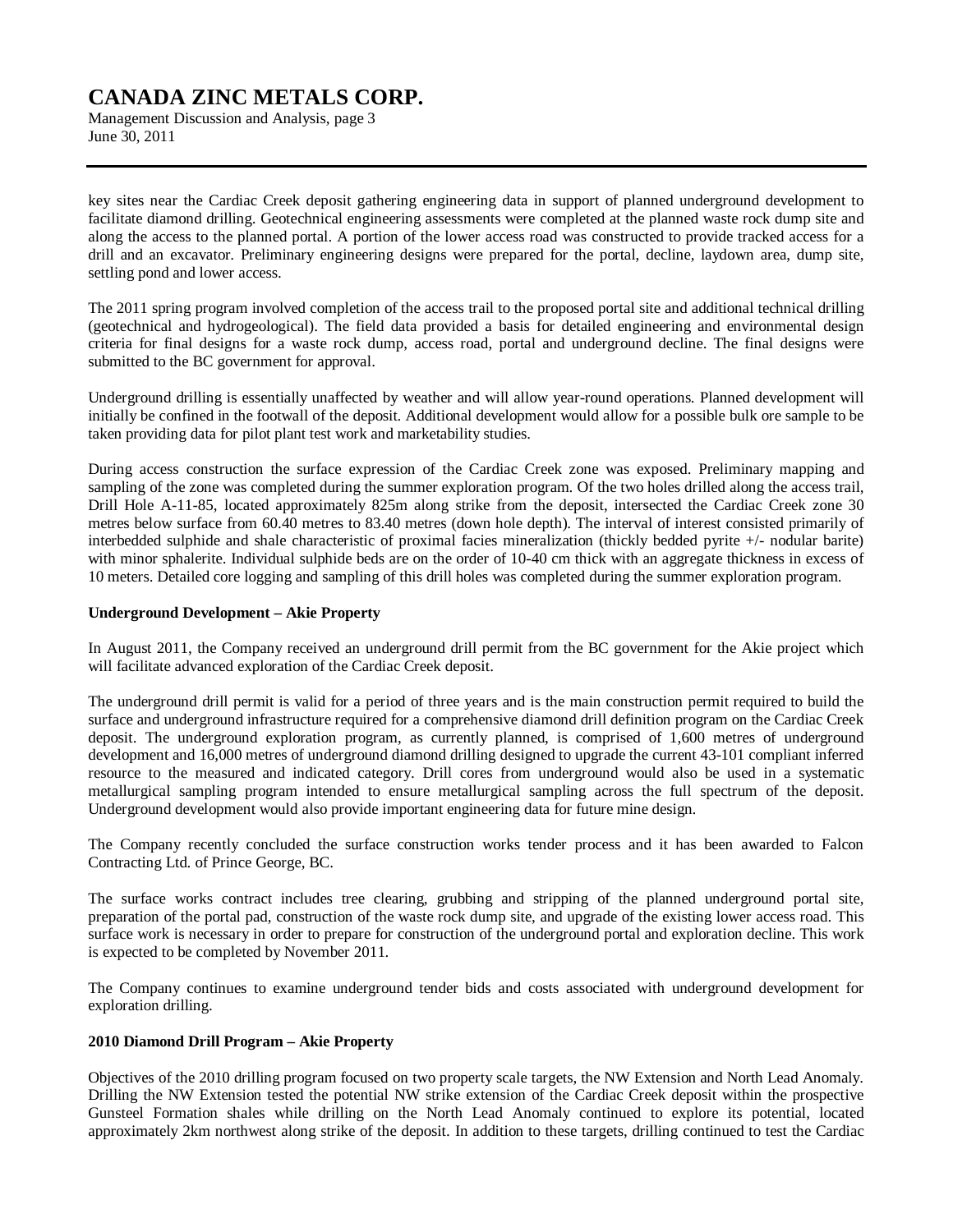key sites near the Cardiac Creek deposit gathering engineering data in support of planned underground development to facilitate diamond drilling. Geotechnical engineering assessments were completed at the planned waste rock dump site and along the access to the planned portal. A portion of the lower access road was constructed to provide tracked access for a drill and an excavator. Preliminary engineering designs were prepared for the portal, decline, laydown area, dump site, settling pond and lower access.

The 2011 spring program involved completion of the access trail to the proposed portal site and additional technical drilling (geotechnical and hydrogeological). The field data provided a basis for detailed engineering and environmental design criteria for final designs for a waste rock dump, access road, portal and underground decline. The final designs were submitted to the BC government for approval.

Underground drilling is essentially unaffected by weather and will allow year-round operations. Planned development will initially be confined in the footwall of the deposit. Additional development would allow for a possible bulk ore sample to be taken providing data for pilot plant test work and marketability studies.

During access construction the surface expression of the Cardiac Creek zone was exposed. Preliminary mapping and sampling of the zone was completed during the summer exploration program. Of the two holes drilled along the access trail, Drill Hole A-11-85, located approximately 825m along strike from the deposit, intersected the Cardiac Creek zone 30 metres below surface from 60.40 metres to 83.40 metres (down hole depth). The interval of interest consisted primarily of interbedded sulphide and shale characteristic of proximal facies mineralization (thickly bedded pyrite +/- nodular barite) with minor sphalerite. Individual sulphide beds are on the order of 10-40 cm thick with an aggregate thickness in excess of 10 meters. Detailed core logging and sampling of this drill holes was completed during the summer exploration program.

**Underground Development – Akie Property**

In August 2011, the Company received an underground drill permit from the BC government for the Akie project which will facilitate advanced exploration of the Cardiac Creek deposit.

The underground drill permit is valid for a period of three years and is the main construction permit required to build the surface and underground infrastructure required for a comprehensive diamond drill definition program on the Cardiac Creek deposit. The underground exploration program, as currently planned, is comprised of 1,600 metres of underground development and 16,000 metres of underground diamond drilling designed to upgrade the current 43-101 compliant inferred resource to the measured and indicated category. Drill cores from underground would also be used in a systematic metallurgical sampling program intended to ensure metallurgical sampling across the full spectrum of the deposit. Underground development would also provide important engineering data for future mine design.

The Company recently concluded the surface construction works tender process and it has been awarded to Falcon Contracting Ltd. of Prince George, BC.

The surface works contract includes tree clearing, grubbing and stripping of the planned underground portal site, preparation of the portal pad, construction of the waste rock dump site, and upgrade of the existing lower access road. This surface work is necessary in order to prepare for construction of the underground portal and exploration decline. This work is expected to be completed by November 2011.

The Company continues to examine underground tender bids and costs associated with underground development for exploration drilling.

**2010 Diamond Drill Program – Akie Property**

Objectives of the 2010 drilling program focused on two property scale targets, the NW Extension and North Lead Anomaly. Drilling the NW Extension tested the potential NW strike extension of the Cardiac Creek deposit within the prospective Gunsteel Formation shales while drilling on the North Lead Anomaly continued to explore its potential, located approximately 2km northwest along strike of the deposit. In addition to these targets, drilling continued to test the Cardiac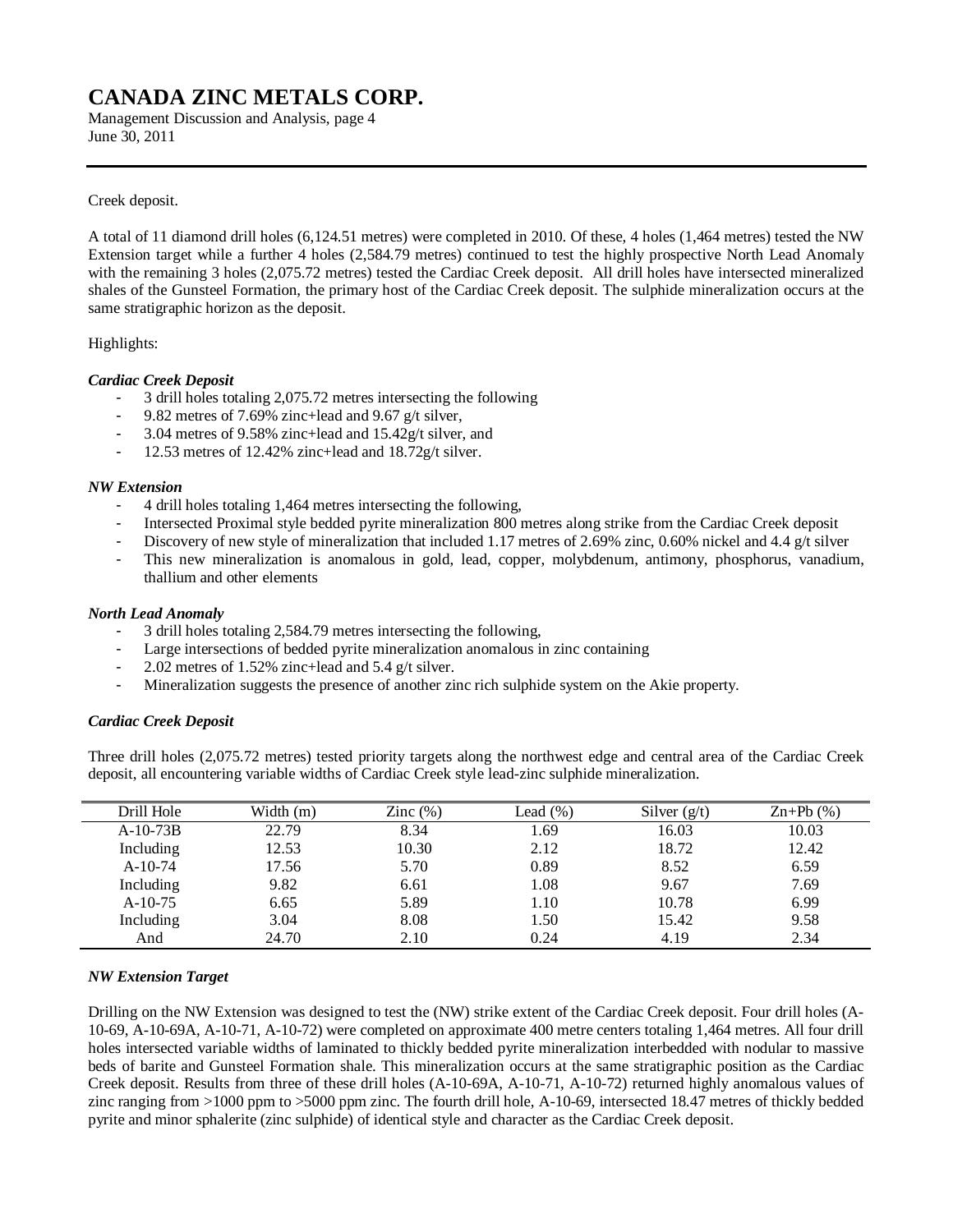Creek deposit.

A total of 11 diamond drill holes (6,124.51 metres) were completed in 2010. Of these, 4 holes (1,464 metres) tested the NW Extension target while a further 4 holes (2,584.79 metres) continued to test the highly prospective North Lead Anomaly with the remaining 3 holes (2,075.72 metres) tested the Cardiac Creek deposit. All drill holes have intersected mineralized shales of the Gunsteel Formation, the primary host of the Cardiac Creek deposit. The sulphide mineralization occurs at the same stratigraphic horizon as the deposit.

Highlights:

***Cardiac Creek Deposit***

- 3 drill holes totaling 2,075.72 metres intersecting the following
- 9.82 metres of 7.69% zinc+lead and 9.67 g/t silver,
- 3.04 metres of 9.58% zinc+lead and 15.42g/t silver, and
- 12.53 metres of 12.42% zinc+lead and 18.72g/t silver.

***NW Extension***

- 4 drill holes totaling 1,464 metres intersecting the following,
- Intersected Proximal style bedded pyrite mineralization 800 metres along strike from the Cardiac Creek deposit
- Discovery of new style of mineralization that included 1.17 metres of 2.69% zinc, 0.60% nickel and 4.4 g/t silver
- This new mineralization is anomalous in gold, lead, copper, molybdenum, antimony, phosphorus, vanadium, thallium and other elements

***North Lead Anomaly***

- 3 drill holes totaling 2,584.79 metres intersecting the following,
- Large intersections of bedded pyrite mineralization anomalous in zinc containing
- 2.02 metres of 1.52% zinc+lead and 5.4 g/t silver.
- Mineralization suggests the presence of another zinc rich sulphide system on the Akie property.

***Cardiac Creek Deposit***

Three drill holes (2,075.72 metres) tested priority targets along the northwest edge and central area of the Cardiac Creek deposit, all encountering variable widths of Cardiac Creek style lead-zinc sulphide mineralization.

| Drill Hole | Width (m) | Zinc (%) | Lead (%) | Silver (g/t) | Zn+Pb (%) |
|---|---|---|---|---|---|
| A-10-73B | 22.79 | 8.34 | 1.69 | 16.03 | 10.03 |
| Including | 12.53 | 10.30 | 2.12 | 18.72 | 12.42 |
| A-10-74 | 17.56 | 5.70 | 0.89 | 8.52 | 6.59 |
| Including | 9.82 | 6.61 | 1.08 | 9.67 | 7.69 |
| A-10-75 | 6.65 | 5.89 | 1.10 | 10.78 | 6.99 |
| Including | 3.04 | 8.08 | 1.50 | 15.42 | 9.58 |
| And | 24.70 | 2.10 | 0.24 | 4.19 | 2.34 |

***NW Extension Target***

Drilling on the NW Extension was designed to test the (NW) strike extent of the Cardiac Creek deposit. Four drill holes (A-10-69, A-10-69A, A-10-71, A-10-72) were completed on approximate 400 metre centers totaling 1,464 metres. All four drill holes intersected variable widths of laminated to thickly bedded pyrite mineralization interbedded with nodular to massive beds of barite and Gunsteel Formation shale. This mineralization occurs at the same stratigraphic position as the Cardiac Creek deposit. Results from three of these drill holes (A-10-69A, A-10-71, A-10-72) returned highly anomalous values of zinc ranging from >1000 ppm to >5000 ppm zinc. The fourth drill hole, A-10-69, intersected 18.47 metres of thickly bedded pyrite and minor sphalerite (zinc sulphide) of identical style and character as the Cardiac Creek deposit.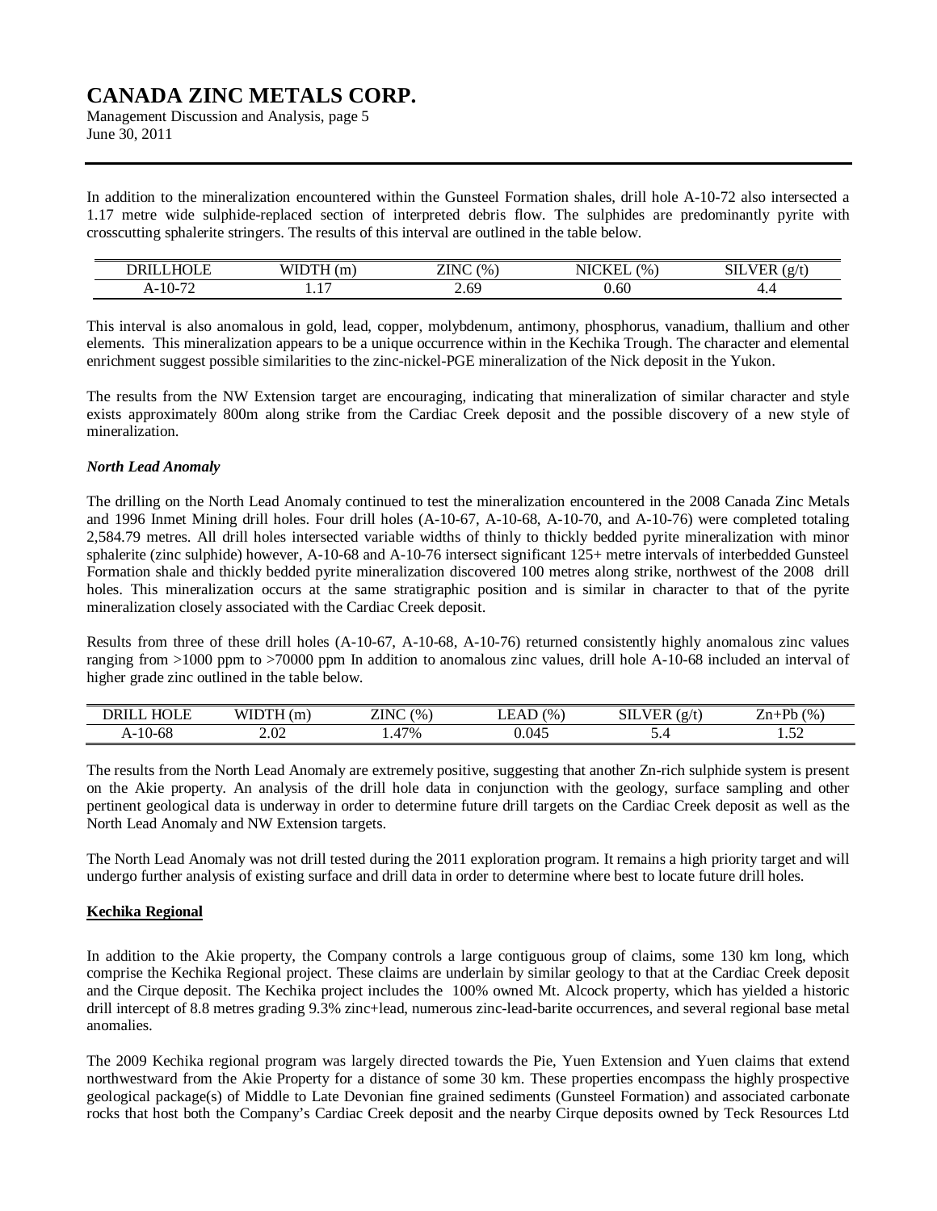In addition to the mineralization encountered within the Gunsteel Formation shales, drill hole A-10-72 also intersected a 1.17 metre wide sulphide-replaced section of interpreted debris flow. The sulphides are predominantly pyrite with crosscutting sphalerite stringers. The results of this interval are outlined in the table below.

| DRILLHOLE | WIDTH (m) | ZINC (%) | NICKEL (%) | SILVER (g/t) |
|---|---|---|---|---|
| A-10-72 | 1.17 | 2.69 | 0.60 | 4.4 |

This interval is also anomalous in gold, lead, copper, molybdenum, antimony, phosphorus, vanadium, thallium and other elements. This mineralization appears to be a unique occurrence within in the Kechika Trough. The character and elemental enrichment suggest possible similarities to the zinc-nickel-PGE mineralization of the Nick deposit in the Yukon.

The results from the NW Extension target are encouraging, indicating that mineralization of similar character and style exists approximately 800m along strike from the Cardiac Creek deposit and the possible discovery of a new style of mineralization.

***North Lead Anomaly***

The drilling on the North Lead Anomaly continued to test the mineralization encountered in the 2008 Canada Zinc Metals and 1996 Inmet Mining drill holes. Four drill holes (A-10-67, A-10-68, A-10-70, and A-10-76) were completed totaling 2,584.79 metres. All drill holes intersected variable widths of thinly to thickly bedded pyrite mineralization with minor sphalerite (zinc sulphide) however, A-10-68 and A-10-76 intersect significant 125+ metre intervals of interbedded Gunsteel Formation shale and thickly bedded pyrite mineralization discovered 100 metres along strike, northwest of the 2008 drill holes. This mineralization occurs at the same stratigraphic position and is similar in character to that of the pyrite mineralization closely associated with the Cardiac Creek deposit.

Results from three of these drill holes (A-10-67, A-10-68, A-10-76) returned consistently highly anomalous zinc values ranging from >1000 ppm to >70000 ppm In addition to anomalous zinc values, drill hole A-10-68 included an interval of higher grade zinc outlined in the table below.

| DRILL HOLE | WIDTH (m) | ZINC (%) | LEAD (%) | SILVER (g/t) | Zn+Pb (%) |
|---|---|---|---|---|---|
| A-10-68 | 2.02 | 1.47% | 0.045 | 5.4 | 1.52 |

The results from the North Lead Anomaly are extremely positive, suggesting that another Zn-rich sulphide system is present on the Akie property. An analysis of the drill hole data in conjunction with the geology, surface sampling and other pertinent geological data is underway in order to determine future drill targets on the Cardiac Creek deposit as well as the North Lead Anomaly and NW Extension targets.

The North Lead Anomaly was not drill tested during the 2011 exploration program. It remains a high priority target and will undergo further analysis of existing surface and drill data in order to determine where best to locate future drill holes.

**Kechika Regional**

In addition to the Akie property, the Company controls a large contiguous group of claims, some 130 km long, which comprise the Kechika Regional project. These claims are underlain by similar geology to that at the Cardiac Creek deposit and the Cirque deposit. The Kechika project includes the 100% owned Mt. Alcock property, which has yielded a historic drill intercept of 8.8 metres grading 9.3% zinc+lead, numerous zinc-lead-barite occurrences, and several regional base metal anomalies.

The 2009 Kechika regional program was largely directed towards the Pie, Yuen Extension and Yuen claims that extend northwestward from the Akie Property for a distance of some 30 km. These properties encompass the highly prospective geological package(s) of Middle to Late Devonian fine grained sediments (Gunsteel Formation) and associated carbonate rocks that host both the Company's Cardiac Creek deposit and the nearby Cirque deposits owned by Teck Resources Ltd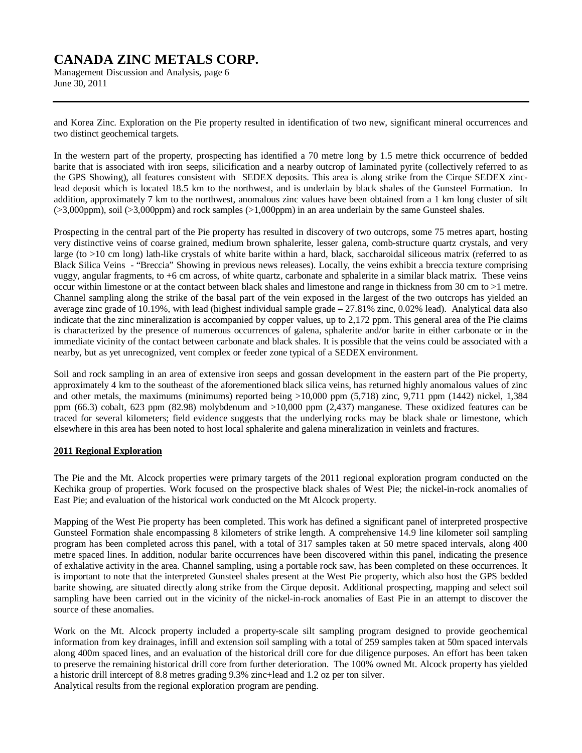and Korea Zinc. Exploration on the Pie property resulted in identification of two new, significant mineral occurrences and two distinct geochemical targets.

In the western part of the property, prospecting has identified a 70 metre long by 1.5 metre thick occurrence of bedded barite that is associated with iron seeps, silicification and a nearby outcrop of laminated pyrite (collectively referred to as the GPS Showing), all features consistent with SEDEX deposits. This area is along strike from the Cirque SEDEX zinc-lead deposit which is located 18.5 km to the northwest, and is underlain by black shales of the Gunsteel Formation. In addition, approximately 7 km to the northwest, anomalous zinc values have been obtained from a 1 km long cluster of silt (>3,000ppm), soil (>3,000ppm) and rock samples (>1,000ppm) in an area underlain by the same Gunsteel shales.

Prospecting in the central part of the Pie property has resulted in discovery of two outcrops, some 75 metres apart, hosting very distinctive veins of coarse grained, medium brown sphalerite, lesser galena, comb-structure quartz crystals, and very large (to >10 cm long) lath-like crystals of white barite within a hard, black, saccharoidal siliceous matrix (referred to as Black Silica Veins - "Breccia" Showing in previous news releases). Locally, the veins exhibit a breccia texture comprising vuggy, angular fragments, to +6 cm across, of white quartz, carbonate and sphalerite in a similar black matrix. These veins occur within limestone or at the contact between black shales and limestone and range in thickness from 30 cm to >1 metre. Channel sampling along the strike of the basal part of the vein exposed in the largest of the two outcrops has yielded an average zinc grade of 10.19%, with lead (highest individual sample grade – 27.81% zinc, 0.02% lead). Analytical data also indicate that the zinc mineralization is accompanied by copper values, up to 2,172 ppm. This general area of the Pie claims is characterized by the presence of numerous occurrences of galena, sphalerite and/or barite in either carbonate or in the immediate vicinity of the contact between carbonate and black shales. It is possible that the veins could be associated with a nearby, but as yet unrecognized, vent complex or feeder zone typical of a SEDEX environment.

Soil and rock sampling in an area of extensive iron seeps and gossan development in the eastern part of the Pie property, approximately 4 km to the southeast of the aforementioned black silica veins, has returned highly anomalous values of zinc and other metals, the maximums (minimums) reported being >10,000 ppm (5,718) zinc, 9,711 ppm (1442) nickel, 1,384 ppm (66.3) cobalt, 623 ppm (82.98) molybdenum and >10,000 ppm (2,437) manganese. These oxidized features can be traced for several kilometers; field evidence suggests that the underlying rocks may be black shale or limestone, which elsewhere in this area has been noted to host local sphalerite and galena mineralization in veinlets and fractures.

## 2011 Regional Exploration

The Pie and the Mt. Alcock properties were primary targets of the 2011 regional exploration program conducted on the Kechika group of properties. Work focused on the prospective black shales of West Pie; the nickel-in-rock anomalies of East Pie; and evaluation of the historical work conducted on the Mt Alcock property.

Mapping of the West Pie property has been completed. This work has defined a significant panel of interpreted prospective Gunsteel Formation shale encompassing 8 kilometers of strike length. A comprehensive 14.9 line kilometer soil sampling program has been completed across this panel, with a total of 317 samples taken at 50 metre spaced intervals, along 400 metre spaced lines. In addition, nodular barite occurrences have been discovered within this panel, indicating the presence of exhalative activity in the area. Channel sampling, using a portable rock saw, has been completed on these occurrences. It is important to note that the interpreted Gunsteel shales present at the West Pie property, which also host the GPS bedded barite showing, are situated directly along strike from the Cirque deposit. Additional prospecting, mapping and select soil sampling have been carried out in the vicinity of the nickel-in-rock anomalies of East Pie in an attempt to discover the source of these anomalies.

Work on the Mt. Alcock property included a property-scale silt sampling program designed to provide geochemical information from key drainages, infill and extension soil sampling with a total of 259 samples taken at 50m spaced intervals along 400m spaced lines, and an evaluation of the historical drill core for due diligence purposes. An effort has been taken to preserve the remaining historical drill core from further deterioration. The 100% owned Mt. Alcock property has yielded a historic drill intercept of 8.8 metres grading 9.3% zinc+lead and 1.2 oz per ton silver.
Analytical results from the regional exploration program are pending.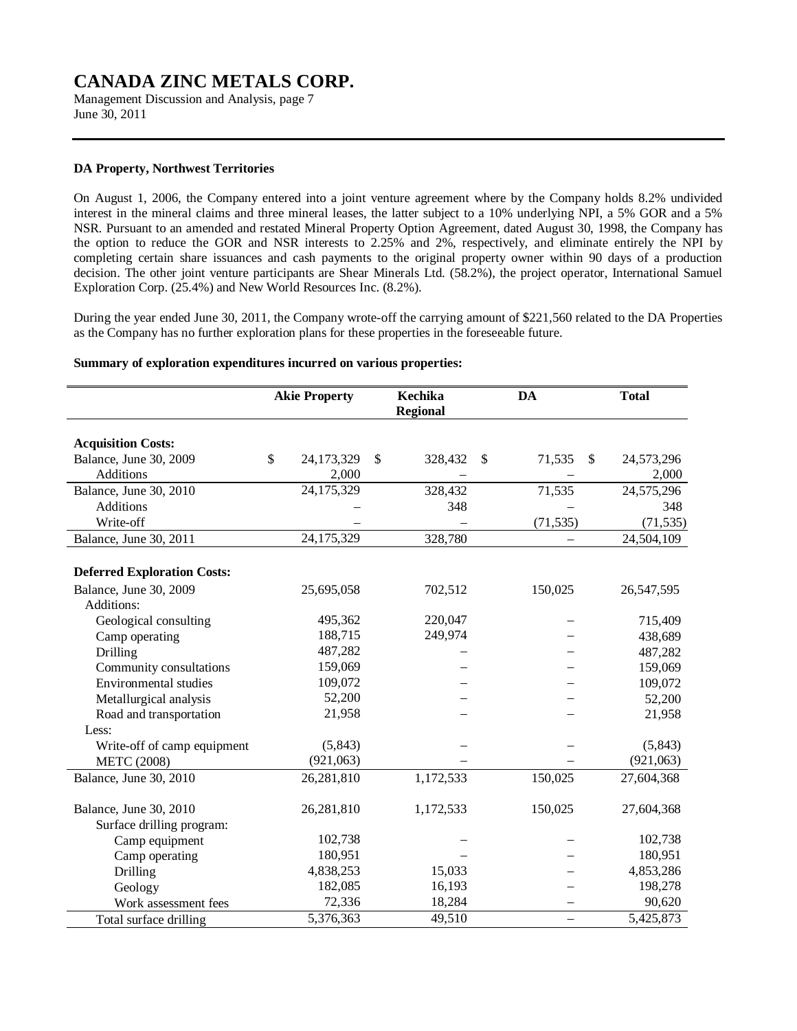#### DA Property, Northwest Territories

On August 1, 2006, the Company entered into a joint venture agreement where by the Company holds 8.2% undivided interest in the mineral claims and three mineral leases, the latter subject to a 10% underlying NPI, a 5% GOR and a 5% NSR. Pursuant to an amended and restated Mineral Property Option Agreement, dated August 30, 1998, the Company has the option to reduce the GOR and NSR interests to 2.25% and 2%, respectively, and eliminate entirely the NPI by completing certain share issuances and cash payments to the original property owner within 90 days of a production decision. The other joint venture participants are Shear Minerals Ltd. (58.2%), the project operator, International Samuel Exploration Corp. (25.4%) and New World Resources Inc. (8.2%).

During the year ended June 30, 2011, the Company wrote-off the carrying amount of $221,560 related to the DA Properties as the Company has no further exploration plans for these properties in the foreseeable future.

**Summary of exploration expenditures incurred on various properties:**

| | Akie Property | Kechika Regional | DA | Total |
|---|---|---|---|---|
| **Acquisition Costs:** | | | | |
| Balance, June 30, 2009 | $ 24,173,329 | $ 328,432 | $ 71,535 | $ 24,573,296 |
| Additions | 2,000 | – | – | 2,000 |
| Balance, June 30, 2010 | 24,175,329 | 328,432 | 71,535 | 24,575,296 |
| Additions | – | 348 | – | 348 |
| Write-off | – | – | (71,535) | (71,535) |
| Balance, June 30, 2011 | 24,175,329 | 328,780 | – | 24,504,109 |
| **Deferred Exploration Costs:** | | | | |
| Balance, June 30, 2009 | 25,695,058 | 702,512 | 150,025 | 26,547,595 |
| Additions: | | | | |
| Geological consulting | 495,362 | 220,047 | – | 715,409 |
| Camp operating | 188,715 | 249,974 | – | 438,689 |
| Drilling | 487,282 | – | – | 487,282 |
| Community consultations | 159,069 | – | – | 159,069 |
| Environmental studies | 109,072 | – | – | 109,072 |
| Metallurgical analysis | 52,200 | – | – | 52,200 |
| Road and transportation | 21,958 | – | – | 21,958 |
| Less: | | | | |
| Write-off of camp equipment | (5,843) | – | – | (5,843) |
| METC (2008) | (921,063) | – | – | (921,063) |
| Balance, June 30, 2010 | 26,281,810 | 1,172,533 | 150,025 | 27,604,368 |
| Balance, June 30, 2010 | 26,281,810 | 1,172,533 | 150,025 | 27,604,368 |
| Surface drilling program: | | | | |
| Camp equipment | 102,738 | – | – | 102,738 |
| Camp operating | 180,951 | – | – | 180,951 |
| Drilling | 4,838,253 | 15,033 | – | 4,853,286 |
| Geology | 182,085 | 16,193 | – | 198,278 |
| Work assessment fees | 72,336 | 18,284 | – | 90,620 |
| Total surface drilling | 5,376,363 | 49,510 | – | 5,425,873 |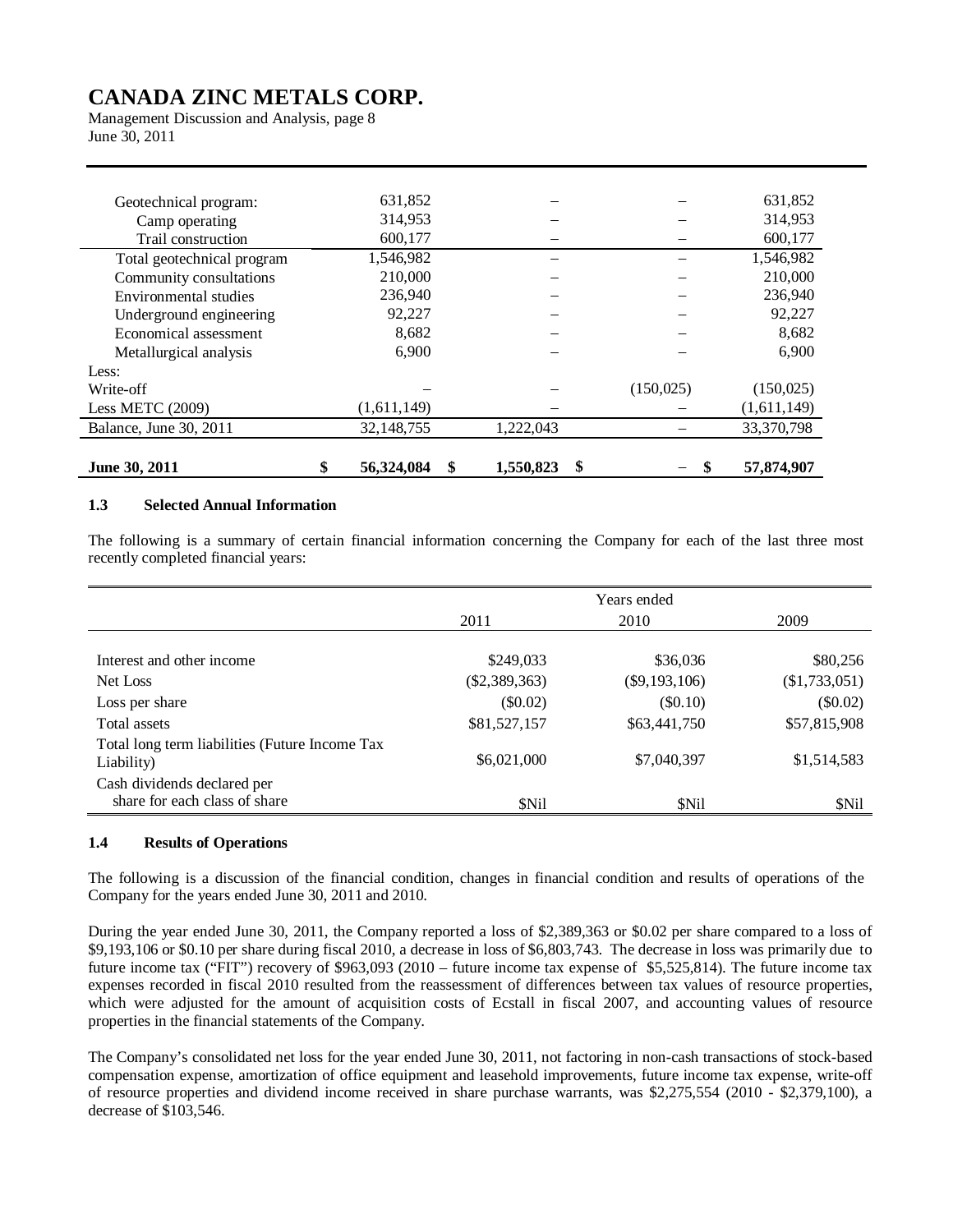| | | | | |
|---|---|---|---|---|
| Geotechnical program: | 631,852 | – | – | 631,852 |
| Camp operating | 314,953 | – | – | 314,953 |
| Trail construction | 600,177 | – | – | 600,177 |
| Total geotechnical program | 1,546,982 | – | – | 1,546,982 |
| Community consultations | 210,000 | – | – | 210,000 |
| Environmental studies | 236,940 | – | – | 236,940 |
| Underground engineering | 92,227 | – | – | 92,227 |
| Economical assessment | 8,682 | – | – | 8,682 |
| Metallurgical analysis | 6,900 | – | – | 6,900 |
| Less: | | | | |
| Write-off | – | – | (150,025) | (150,025) |
| Less METC (2009) | (1,611,149) | – | – | (1,611,149) |
| Balance, June 30, 2011 | 32,148,755 | 1,222,043 | – | 33,370,798 |
| **June 30, 2011** | **$ 56,324,084** | **$ 1,550,823** | **$ –** | **$ 57,874,907** |

### 1.3 Selected Annual Information

The following is a summary of certain financial information concerning the Company for each of the last three most recently completed financial years:

| | Years ended | | |
|---|---|---|---|
| | 2011 | 2010 | 2009 |
| Interest and other income | $249,033 | $36,036 | $80,256 |
| Net Loss | ($2,389,363) | ($9,193,106) | ($1,733,051) |
| Loss per share | ($0.02) | ($0.10) | ($0.02) |
| Total assets | $81,527,157 | $63,441,750 | $57,815,908 |
| Total long term liabilities (Future Income Tax Liability) | $6,021,000 | $7,040,397 | $1,514,583 |
| Cash dividends declared per share for each class of share | $Nil | $Nil | $Nil |

### 1.4 Results of Operations

The following is a discussion of the financial condition, changes in financial condition and results of operations of the Company for the years ended June 30, 2011 and 2010.

During the year ended June 30, 2011, the Company reported a loss of $2,389,363 or $0.02 per share compared to a loss of $9,193,106 or $0.10 per share during fiscal 2010, a decrease in loss of $6,803,743. The decrease in loss was primarily due to future income tax ("FIT") recovery of $963,093 (2010 – future income tax expense of $5,525,814). The future income tax expenses recorded in fiscal 2010 resulted from the reassessment of differences between tax values of resource properties, which were adjusted for the amount of acquisition costs of Ecstall in fiscal 2007, and accounting values of resource properties in the financial statements of the Company.

The Company's consolidated net loss for the year ended June 30, 2011, not factoring in non-cash transactions of stock-based compensation expense, amortization of office equipment and leasehold improvements, future income tax expense, write-off of resource properties and dividend income received in share purchase warrants, was $2,275,554 (2010 - $2,379,100), a decrease of $103,546.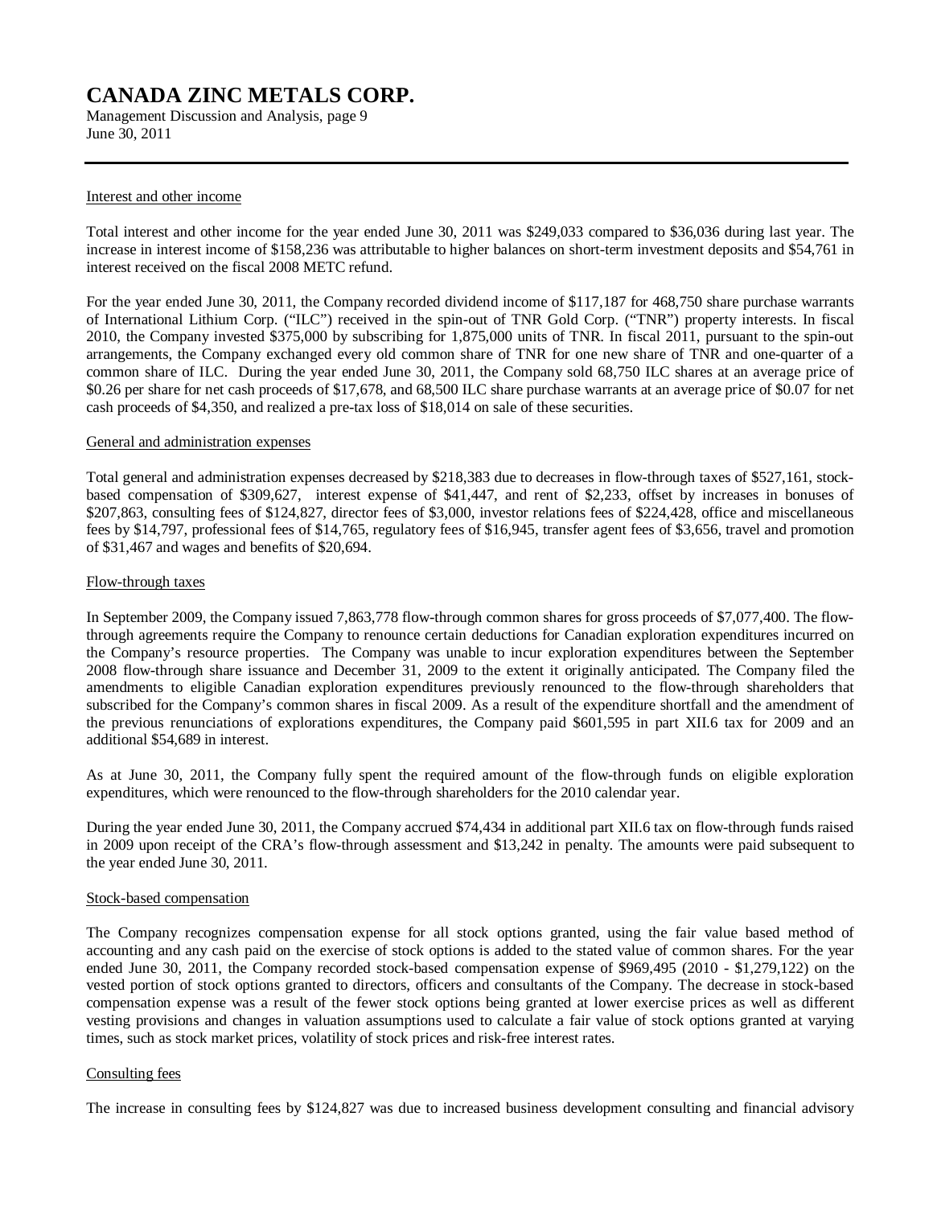#### Interest and other income

Total interest and other income for the year ended June 30, 2011 was $249,033 compared to $36,036 during last year. The increase in interest income of $158,236 was attributable to higher balances on short-term investment deposits and $54,761 in interest received on the fiscal 2008 METC refund.

For the year ended June 30, 2011, the Company recorded dividend income of $117,187 for 468,750 share purchase warrants of International Lithium Corp. ("ILC") received in the spin-out of TNR Gold Corp. ("TNR") property interests. In fiscal 2010, the Company invested $375,000 by subscribing for 1,875,000 units of TNR. In fiscal 2011, pursuant to the spin-out arrangements, the Company exchanged every old common share of TNR for one new share of TNR and one-quarter of a common share of ILC. During the year ended June 30, 2011, the Company sold 68,750 ILC shares at an average price of $0.26 per share for net cash proceeds of $17,678, and 68,500 ILC share purchase warrants at an average price of $0.07 for net cash proceeds of $4,350, and realized a pre-tax loss of $18,014 on sale of these securities.

#### General and administration expenses

Total general and administration expenses decreased by $218,383 due to decreases in flow-through taxes of $527,161, stock-based compensation of $309,627, interest expense of $41,447, and rent of $2,233, offset by increases in bonuses of $207,863, consulting fees of $124,827, director fees of $3,000, investor relations fees of $224,428, office and miscellaneous fees by $14,797, professional fees of $14,765, regulatory fees of $16,945, transfer agent fees of $3,656, travel and promotion of $31,467 and wages and benefits of $20,694.

#### Flow-through taxes

In September 2009, the Company issued 7,863,778 flow-through common shares for gross proceeds of $7,077,400. The flow-through agreements require the Company to renounce certain deductions for Canadian exploration expenditures incurred on the Company's resource properties. The Company was unable to incur exploration expenditures between the September 2008 flow-through share issuance and December 31, 2009 to the extent it originally anticipated. The Company filed the amendments to eligible Canadian exploration expenditures previously renounced to the flow-through shareholders that subscribed for the Company's common shares in fiscal 2009. As a result of the expenditure shortfall and the amendment of the previous renunciations of explorations expenditures, the Company paid $601,595 in part XII.6 tax for 2009 and an additional $54,689 in interest.

As at June 30, 2011, the Company fully spent the required amount of the flow-through funds on eligible exploration expenditures, which were renounced to the flow-through shareholders for the 2010 calendar year.

During the year ended June 30, 2011, the Company accrued $74,434 in additional part XII.6 tax on flow-through funds raised in 2009 upon receipt of the CRA's flow-through assessment and $13,242 in penalty. The amounts were paid subsequent to the year ended June 30, 2011.

#### Stock-based compensation

The Company recognizes compensation expense for all stock options granted, using the fair value based method of accounting and any cash paid on the exercise of stock options is added to the stated value of common shares. For the year ended June 30, 2011, the Company recorded stock-based compensation expense of $969,495 (2010 - $1,279,122) on the vested portion of stock options granted to directors, officers and consultants of the Company. The decrease in stock-based compensation expense was a result of the fewer stock options being granted at lower exercise prices as well as different vesting provisions and changes in valuation assumptions used to calculate a fair value of stock options granted at varying times, such as stock market prices, volatility of stock prices and risk-free interest rates.

#### Consulting fees

The increase in consulting fees by $124,827 was due to increased business development consulting and financial advisory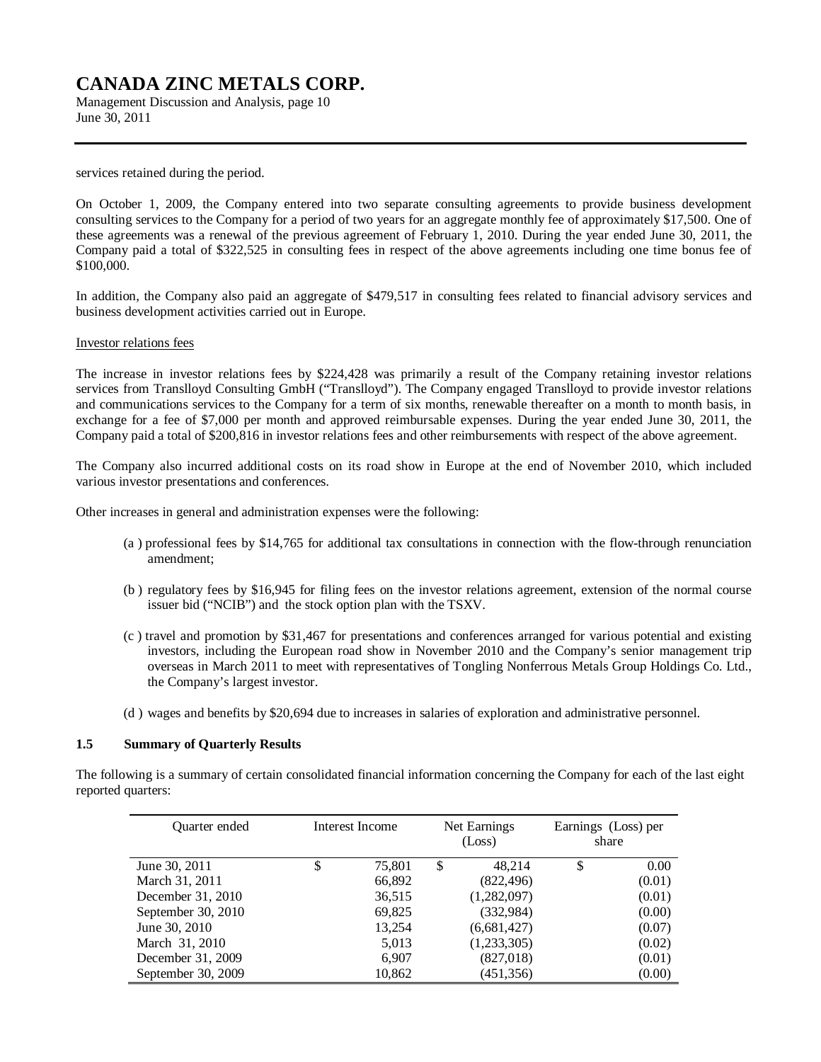services retained during the period.

On October 1, 2009, the Company entered into two separate consulting agreements to provide business development consulting services to the Company for a period of two years for an aggregate monthly fee of approximately $17,500. One of these agreements was a renewal of the previous agreement of February 1, 2010. During the year ended June 30, 2011, the Company paid a total of $322,525 in consulting fees in respect of the above agreements including one time bonus fee of $100,000.

In addition, the Company also paid an aggregate of $479,517 in consulting fees related to financial advisory services and business development activities carried out in Europe.

Investor relations fees

The increase in investor relations fees by $224,428 was primarily a result of the Company retaining investor relations services from Translloyd Consulting GmbH ("Translloyd"). The Company engaged Translloyd to provide investor relations and communications services to the Company for a term of six months, renewable thereafter on a month to month basis, in exchange for a fee of $7,000 per month and approved reimbursable expenses. During the year ended June 30, 2011, the Company paid a total of $200,816 in investor relations fees and other reimbursements with respect of the above agreement.

The Company also incurred additional costs on its road show in Europe at the end of November 2010, which included various investor presentations and conferences.

Other increases in general and administration expenses were the following:

(a ) professional fees by $14,765 for additional tax consultations in connection with the flow-through renunciation amendment;

(b ) regulatory fees by $16,945 for filing fees on the investor relations agreement, extension of the normal course issuer bid ("NCIB") and the stock option plan with the TSXV.

(c ) travel and promotion by $31,467 for presentations and conferences arranged for various potential and existing investors, including the European road show in November 2010 and the Company's senior management trip overseas in March 2011 to meet with representatives of Tongling Nonferrous Metals Group Holdings Co. Ltd., the Company's largest investor.

(d ) wages and benefits by $20,694 due to increases in salaries of exploration and administrative personnel.

## 1.5 Summary of Quarterly Results

The following is a summary of certain consolidated financial information concerning the Company for each of the last eight reported quarters:

| Quarter ended | Interest Income | Net Earnings (Loss) | Earnings (Loss) per share |
|---|---|---|---|
| June 30, 2011 | $ 75,801 | $ 48,214 | $ 0.00 |
| March 31, 2011 | 66,892 | (822,496) | (0.01) |
| December 31, 2010 | 36,515 | (1,282,097) | (0.01) |
| September 30, 2010 | 69,825 | (332,984) | (0.00) |
| June 30, 2010 | 13,254 | (6,681,427) | (0.07) |
| March 31, 2010 | 5,013 | (1,233,305) | (0.02) |
| December 31, 2009 | 6,907 | (827,018) | (0.01) |
| September 30, 2009 | 10,862 | (451,356) | (0.00) |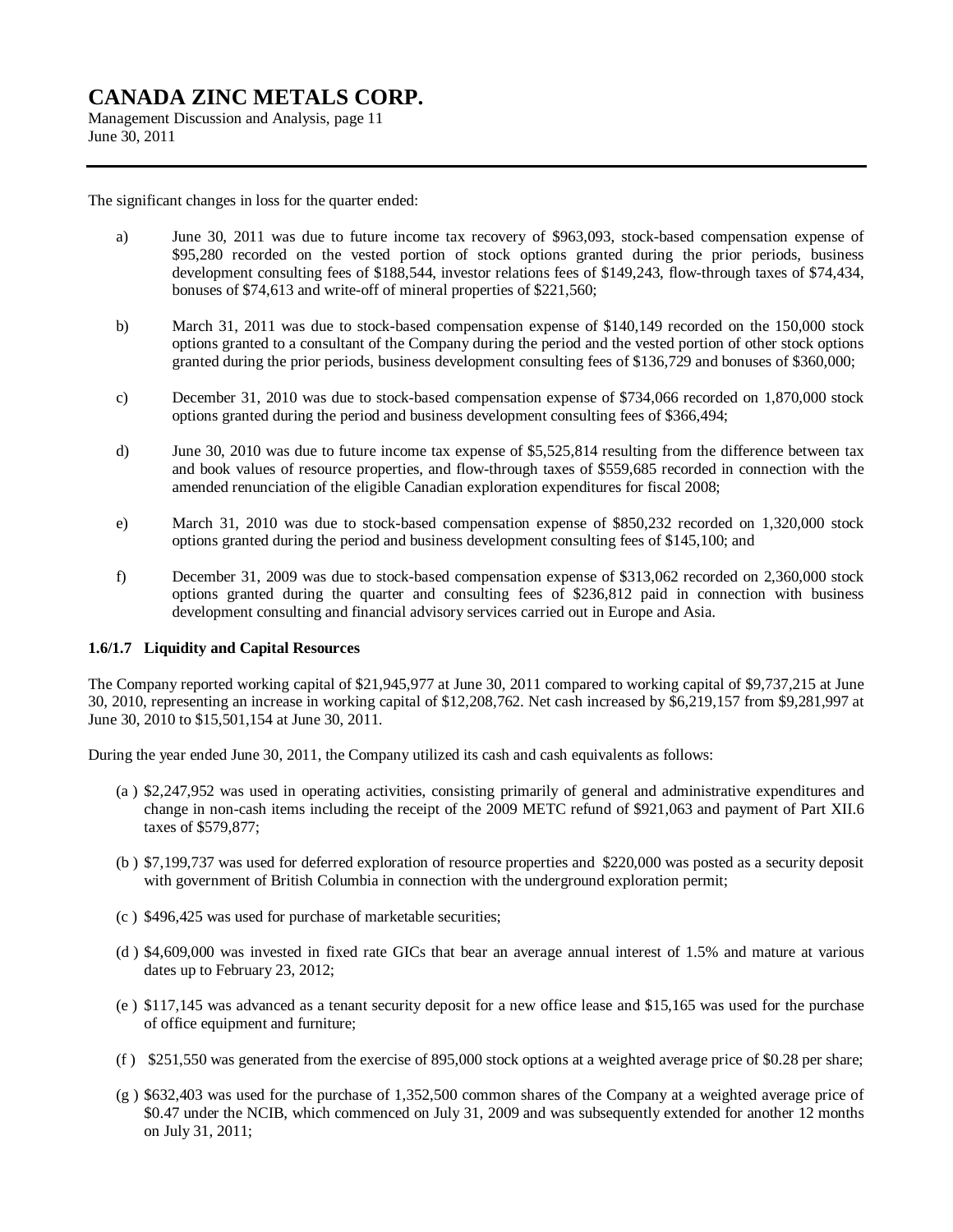The significant changes in loss for the quarter ended:

a) June 30, 2011 was due to future income tax recovery of $963,093, stock-based compensation expense of $95,280 recorded on the vested portion of stock options granted during the prior periods, business development consulting fees of $188,544, investor relations fees of $149,243, flow-through taxes of $74,434, bonuses of $74,613 and write-off of mineral properties of $221,560;

b) March 31, 2011 was due to stock-based compensation expense of $140,149 recorded on the 150,000 stock options granted to a consultant of the Company during the period and the vested portion of other stock options granted during the prior periods, business development consulting fees of $136,729 and bonuses of $360,000;

c) December 31, 2010 was due to stock-based compensation expense of $734,066 recorded on 1,870,000 stock options granted during the period and business development consulting fees of $366,494;

d) June 30, 2010 was due to future income tax expense of $5,525,814 resulting from the difference between tax and book values of resource properties, and flow-through taxes of $559,685 recorded in connection with the amended renunciation of the eligible Canadian exploration expenditures for fiscal 2008;

e) March 31, 2010 was due to stock-based compensation expense of $850,232 recorded on 1,320,000 stock options granted during the period and business development consulting fees of $145,100; and

f) December 31, 2009 was due to stock-based compensation expense of $313,062 recorded on 2,360,000 stock options granted during the quarter and consulting fees of $236,812 paid in connection with business development consulting and financial advisory services carried out in Europe and Asia.

### 1.6/1.7 Liquidity and Capital Resources

The Company reported working capital of $21,945,977 at June 30, 2011 compared to working capital of $9,737,215 at June 30, 2010, representing an increase in working capital of $12,208,762. Net cash increased by $6,219,157 from $9,281,997 at June 30, 2010 to $15,501,154 at June 30, 2011.

During the year ended June 30, 2011, the Company utilized its cash and cash equivalents as follows:

(a) $2,247,952 was used in operating activities, consisting primarily of general and administrative expenditures and change in non-cash items including the receipt of the 2009 METC refund of $921,063 and payment of Part XII.6 taxes of $579,877;

(b) $7,199,737 was used for deferred exploration of resource properties and $220,000 was posted as a security deposit with government of British Columbia in connection with the underground exploration permit;

(c) $496,425 was used for purchase of marketable securities;

(d) $4,609,000 was invested in fixed rate GICs that bear an average annual interest of 1.5% and mature at various dates up to February 23, 2012;

(e) $117,145 was advanced as a tenant security deposit for a new office lease and $15,165 was used for the purchase of office equipment and furniture;

(f) $251,550 was generated from the exercise of 895,000 stock options at a weighted average price of $0.28 per share;

(g) $632,403 was used for the purchase of 1,352,500 common shares of the Company at a weighted average price of $0.47 under the NCIB, which commenced on July 31, 2009 and was subsequently extended for another 12 months on July 31, 2011;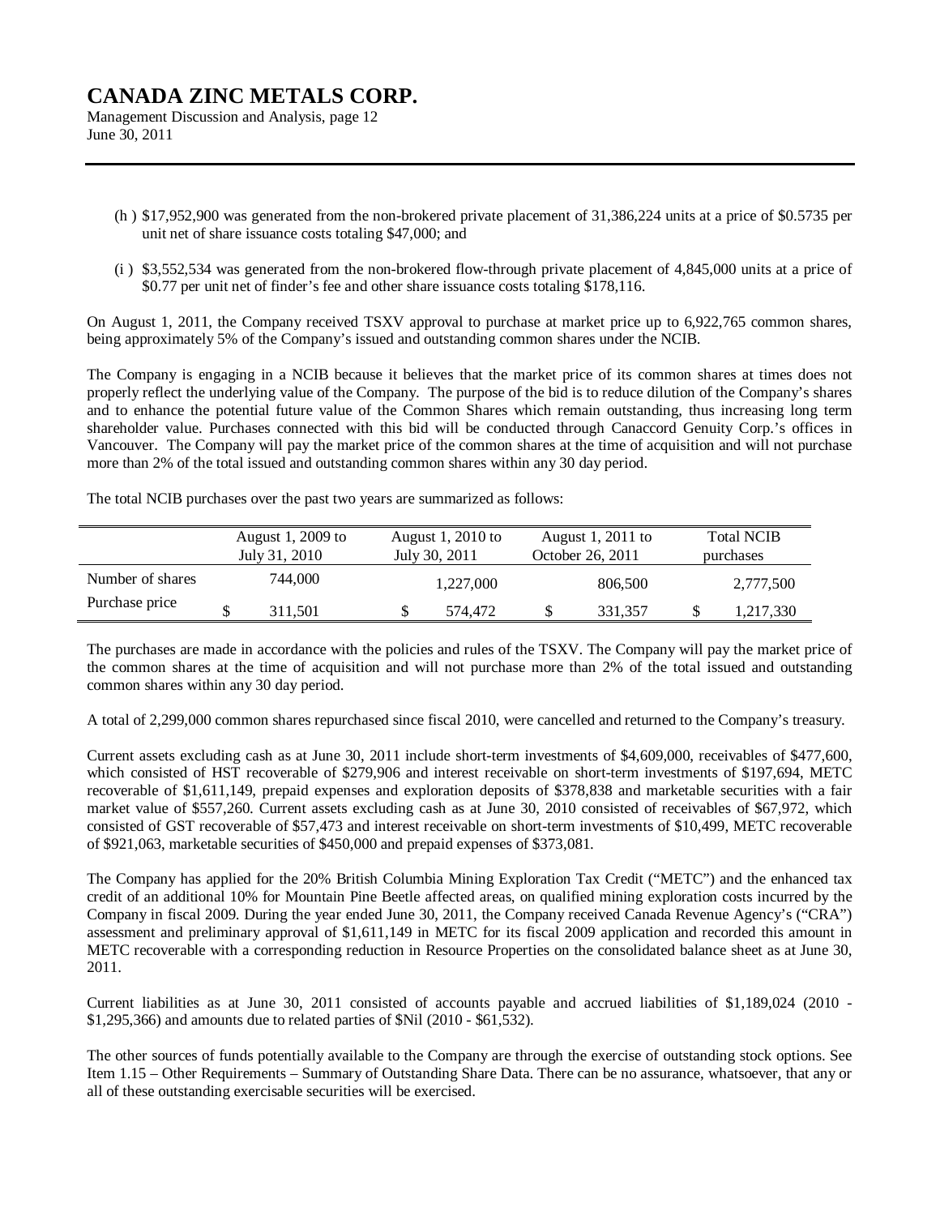(h ) $17,952,900 was generated from the non-brokered private placement of 31,386,224 units at a price of $0.5735 per unit net of share issuance costs totaling $47,000; and

(i ) $3,552,534 was generated from the non-brokered flow-through private placement of 4,845,000 units at a price of $0.77 per unit net of finder's fee and other share issuance costs totaling $178,116.

On August 1, 2011, the Company received TSXV approval to purchase at market price up to 6,922,765 common shares, being approximately 5% of the Company's issued and outstanding common shares under the NCIB.

The Company is engaging in a NCIB because it believes that the market price of its common shares at times does not properly reflect the underlying value of the Company. The purpose of the bid is to reduce dilution of the Company's shares and to enhance the potential future value of the Common Shares which remain outstanding, thus increasing long term shareholder value. Purchases connected with this bid will be conducted through Canaccord Genuity Corp.'s offices in Vancouver. The Company will pay the market price of the common shares at the time of acquisition and will not purchase more than 2% of the total issued and outstanding common shares within any 30 day period.

The total NCIB purchases over the past two years are summarized as follows:

| | August 1, 2009 to July 31, 2010 | August 1, 2010 to July 30, 2011 | August 1, 2011 to October 26, 2011 | Total NCIB purchases |
|---|---|---|---|---|
| Number of shares | 744,000 | 1,227,000 | 806,500 | 2,777,500 |
| Purchase price | $ 311,501 | $ 574,472 | $ 331,357 | $ 1,217,330 |

The purchases are made in accordance with the policies and rules of the TSXV. The Company will pay the market price of the common shares at the time of acquisition and will not purchase more than 2% of the total issued and outstanding common shares within any 30 day period.

A total of 2,299,000 common shares repurchased since fiscal 2010, were cancelled and returned to the Company's treasury.

Current assets excluding cash as at June 30, 2011 include short-term investments of $4,609,000, receivables of $477,600, which consisted of HST recoverable of $279,906 and interest receivable on short-term investments of $197,694, METC recoverable of $1,611,149, prepaid expenses and exploration deposits of $378,838 and marketable securities with a fair market value of $557,260. Current assets excluding cash as at June 30, 2010 consisted of receivables of $67,972, which consisted of GST recoverable of $57,473 and interest receivable on short-term investments of $10,499, METC recoverable of $921,063, marketable securities of $450,000 and prepaid expenses of $373,081.

The Company has applied for the 20% British Columbia Mining Exploration Tax Credit ("METC") and the enhanced tax credit of an additional 10% for Mountain Pine Beetle affected areas, on qualified mining exploration costs incurred by the Company in fiscal 2009. During the year ended June 30, 2011, the Company received Canada Revenue Agency's ("CRA") assessment and preliminary approval of $1,611,149 in METC for its fiscal 2009 application and recorded this amount in METC recoverable with a corresponding reduction in Resource Properties on the consolidated balance sheet as at June 30, 2011.

Current liabilities as at June 30, 2011 consisted of accounts payable and accrued liabilities of $1,189,024 (2010 - $1,295,366) and amounts due to related parties of $Nil (2010 - $61,532).

The other sources of funds potentially available to the Company are through the exercise of outstanding stock options. See Item 1.15 – Other Requirements – Summary of Outstanding Share Data. There can be no assurance, whatsoever, that any or all of these outstanding exercisable securities will be exercised.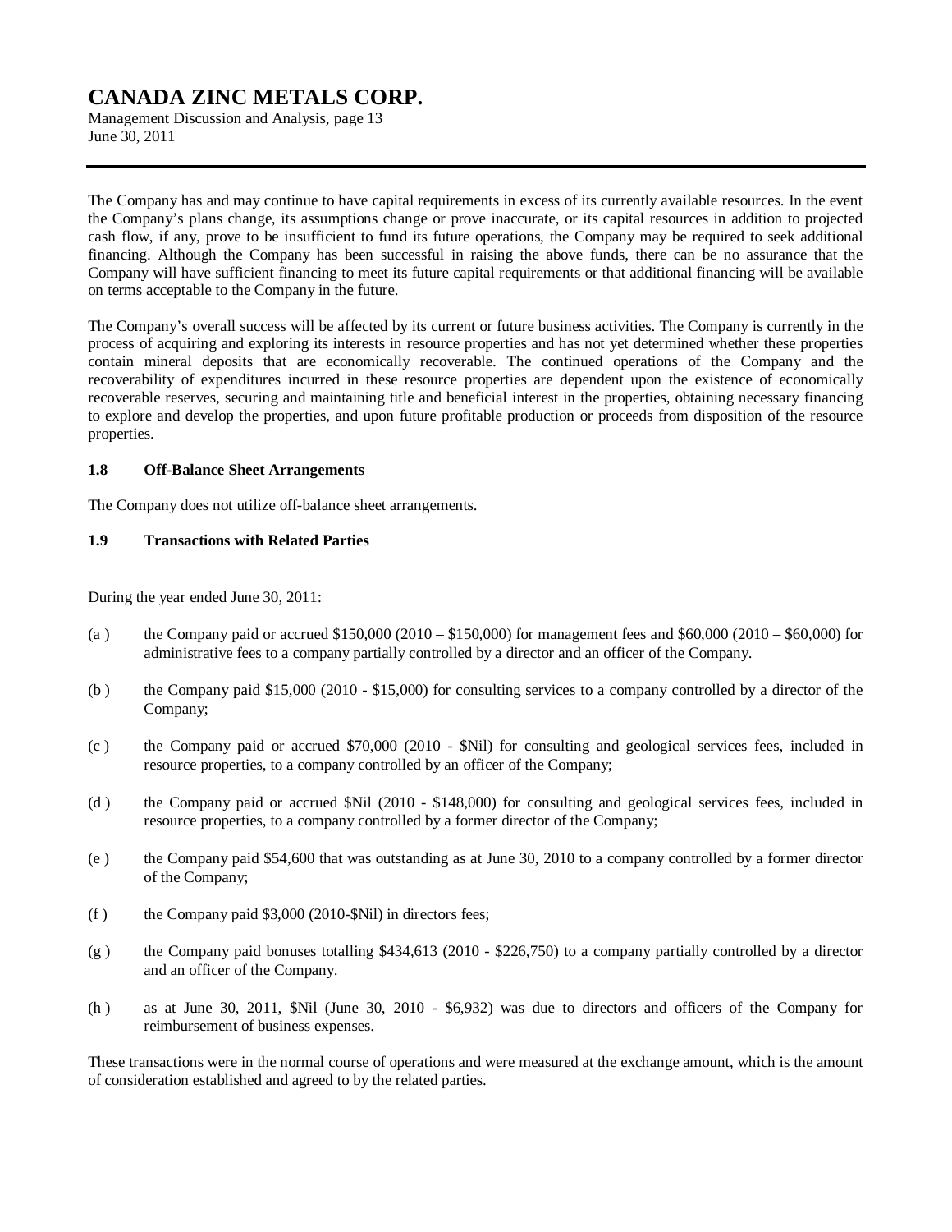The Company has and may continue to have capital requirements in excess of its currently available resources. In the event the Company's plans change, its assumptions change or prove inaccurate, or its capital resources in addition to projected cash flow, if any, prove to be insufficient to fund its future operations, the Company may be required to seek additional financing. Although the Company has been successful in raising the above funds, there can be no assurance that the Company will have sufficient financing to meet its future capital requirements or that additional financing will be available on terms acceptable to the Company in the future.

The Company's overall success will be affected by its current or future business activities. The Company is currently in the process of acquiring and exploring its interests in resource properties and has not yet determined whether these properties contain mineral deposits that are economically recoverable. The continued operations of the Company and the recoverability of expenditures incurred in these resource properties are dependent upon the existence of economically recoverable reserves, securing and maintaining title and beneficial interest in the properties, obtaining necessary financing to explore and develop the properties, and upon future profitable production or proceeds from disposition of the resource properties.

### 1.8 Off-Balance Sheet Arrangements

The Company does not utilize off-balance sheet arrangements.

### 1.9 Transactions with Related Parties

During the year ended June 30, 2011:

(a) the Company paid or accrued $150,000 (2010 – $150,000) for management fees and $60,000 (2010 – $60,000) for administrative fees to a company partially controlled by a director and an officer of the Company.

(b) the Company paid $15,000 (2010 - $15,000) for consulting services to a company controlled by a director of the Company;

(c) the Company paid or accrued $70,000 (2010 - $Nil) for consulting and geological services fees, included in resource properties, to a company controlled by an officer of the Company;

(d) the Company paid or accrued $Nil (2010 - $148,000) for consulting and geological services fees, included in resource properties, to a company controlled by a former director of the Company;

(e) the Company paid $54,600 that was outstanding as at June 30, 2010 to a company controlled by a former director of the Company;

(f) the Company paid $3,000 (2010-$Nil) in directors fees;

(g) the Company paid bonuses totalling $434,613 (2010 - $226,750) to a company partially controlled by a director and an officer of the Company.

(h) as at June 30, 2011, $Nil (June 30, 2010 - $6,932) was due to directors and officers of the Company for reimbursement of business expenses.

These transactions were in the normal course of operations and were measured at the exchange amount, which is the amount of consideration established and agreed to by the related parties.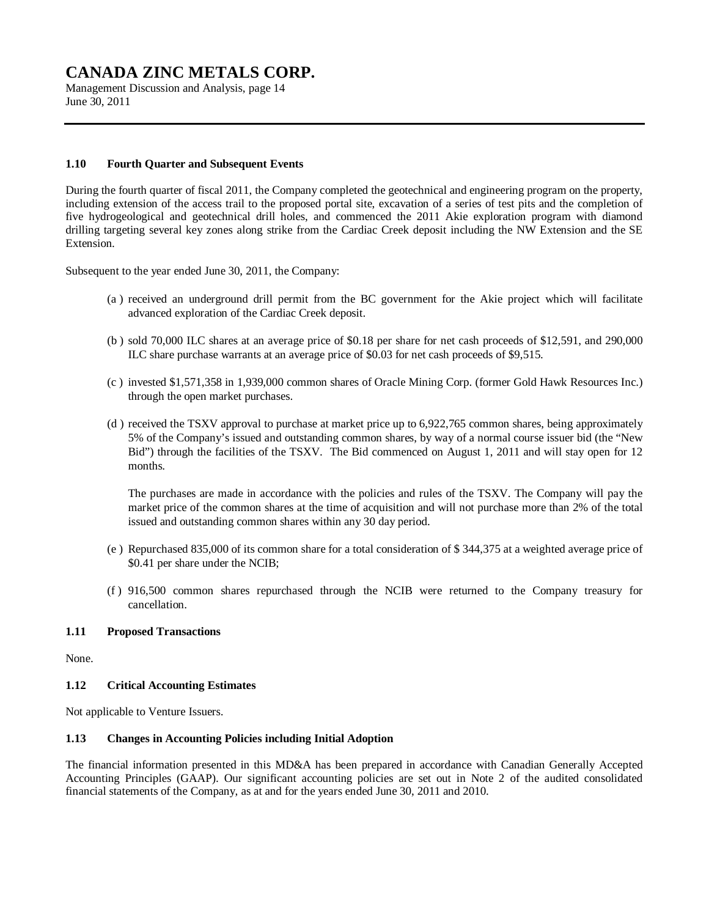## 1.10 Fourth Quarter and Subsequent Events

During the fourth quarter of fiscal 2011, the Company completed the geotechnical and engineering program on the property, including extension of the access trail to the proposed portal site, excavation of a series of test pits and the completion of five hydrogeological and geotechnical drill holes, and commenced the 2011 Akie exploration program with diamond drilling targeting several key zones along strike from the Cardiac Creek deposit including the NW Extension and the SE Extension.

Subsequent to the year ended June 30, 2011, the Company:

(a ) received an underground drill permit from the BC government for the Akie project which will facilitate advanced exploration of the Cardiac Creek deposit.

(b ) sold 70,000 ILC shares at an average price of $0.18 per share for net cash proceeds of $12,591, and 290,000 ILC share purchase warrants at an average price of $0.03 for net cash proceeds of $9,515.

(c ) invested $1,571,358 in 1,939,000 common shares of Oracle Mining Corp. (former Gold Hawk Resources Inc.) through the open market purchases.

(d ) received the TSXV approval to purchase at market price up to 6,922,765 common shares, being approximately 5% of the Company's issued and outstanding common shares, by way of a normal course issuer bid (the "New Bid") through the facilities of the TSXV. The Bid commenced on August 1, 2011 and will stay open for 12 months.

The purchases are made in accordance with the policies and rules of the TSXV. The Company will pay the market price of the common shares at the time of acquisition and will not purchase more than 2% of the total issued and outstanding common shares within any 30 day period.

(e ) Repurchased 835,000 of its common share for a total consideration of $ 344,375 at a weighted average price of $0.41 per share under the NCIB;

(f ) 916,500 common shares repurchased through the NCIB were returned to the Company treasury for cancellation.

## 1.11 Proposed Transactions

None.

## 1.12 Critical Accounting Estimates

Not applicable to Venture Issuers.

## 1.13 Changes in Accounting Policies including Initial Adoption

The financial information presented in this MD&A has been prepared in accordance with Canadian Generally Accepted Accounting Principles (GAAP). Our significant accounting policies are set out in Note 2 of the audited consolidated financial statements of the Company, as at and for the years ended June 30, 2011 and 2010.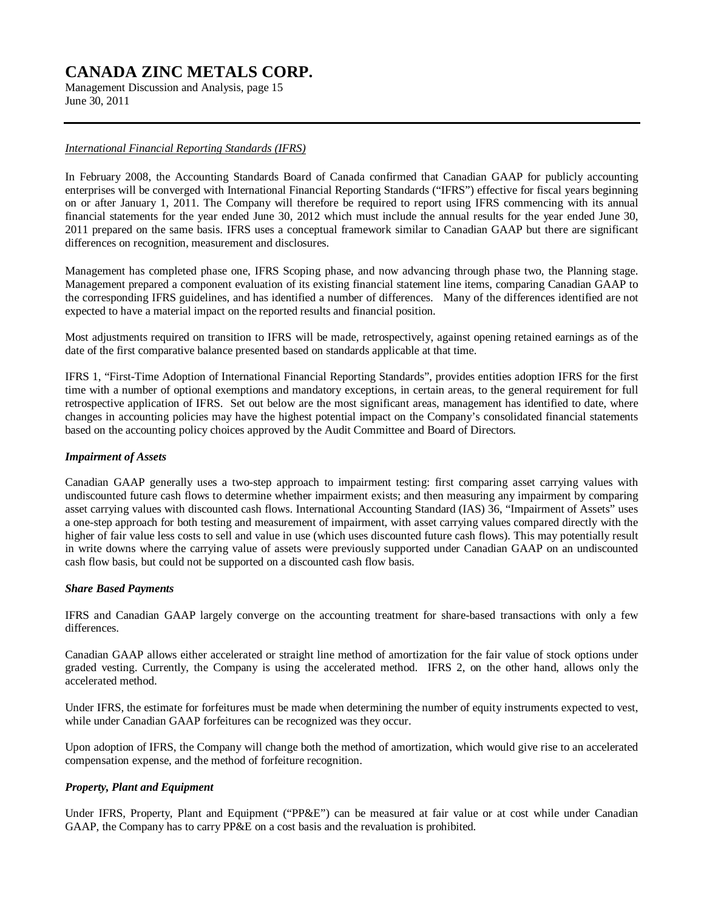*International Financial Reporting Standards (IFRS)*

In February 2008, the Accounting Standards Board of Canada confirmed that Canadian GAAP for publicly accounting enterprises will be converged with International Financial Reporting Standards ("IFRS") effective for fiscal years beginning on or after January 1, 2011. The Company will therefore be required to report using IFRS commencing with its annual financial statements for the year ended June 30, 2012 which must include the annual results for the year ended June 30, 2011 prepared on the same basis. IFRS uses a conceptual framework similar to Canadian GAAP but there are significant differences on recognition, measurement and disclosures.

Management has completed phase one, IFRS Scoping phase, and now advancing through phase two, the Planning stage. Management prepared a component evaluation of its existing financial statement line items, comparing Canadian GAAP to the corresponding IFRS guidelines, and has identified a number of differences. Many of the differences identified are not expected to have a material impact on the reported results and financial position.

Most adjustments required on transition to IFRS will be made, retrospectively, against opening retained earnings as of the date of the first comparative balance presented based on standards applicable at that time.

IFRS 1, "First-Time Adoption of International Financial Reporting Standards", provides entities adoption IFRS for the first time with a number of optional exemptions and mandatory exceptions, in certain areas, to the general requirement for full retrospective application of IFRS. Set out below are the most significant areas, management has identified to date, where changes in accounting policies may have the highest potential impact on the Company's consolidated financial statements based on the accounting policy choices approved by the Audit Committee and Board of Directors.

***Impairment of Assets***

Canadian GAAP generally uses a two-step approach to impairment testing: first comparing asset carrying values with undiscounted future cash flows to determine whether impairment exists; and then measuring any impairment by comparing asset carrying values with discounted cash flows. International Accounting Standard (IAS) 36, "Impairment of Assets" uses a one-step approach for both testing and measurement of impairment, with asset carrying values compared directly with the higher of fair value less costs to sell and value in use (which uses discounted future cash flows). This may potentially result in write downs where the carrying value of assets were previously supported under Canadian GAAP on an undiscounted cash flow basis, but could not be supported on a discounted cash flow basis.

***Share Based Payments***

IFRS and Canadian GAAP largely converge on the accounting treatment for share-based transactions with only a few differences.

Canadian GAAP allows either accelerated or straight line method of amortization for the fair value of stock options under graded vesting. Currently, the Company is using the accelerated method. IFRS 2, on the other hand, allows only the accelerated method.

Under IFRS, the estimate for forfeitures must be made when determining the number of equity instruments expected to vest, while under Canadian GAAP forfeitures can be recognized was they occur.

Upon adoption of IFRS, the Company will change both the method of amortization, which would give rise to an accelerated compensation expense, and the method of forfeiture recognition.

***Property, Plant and Equipment***

Under IFRS, Property, Plant and Equipment ("PP&E") can be measured at fair value or at cost while under Canadian GAAP, the Company has to carry PP&E on a cost basis and the revaluation is prohibited.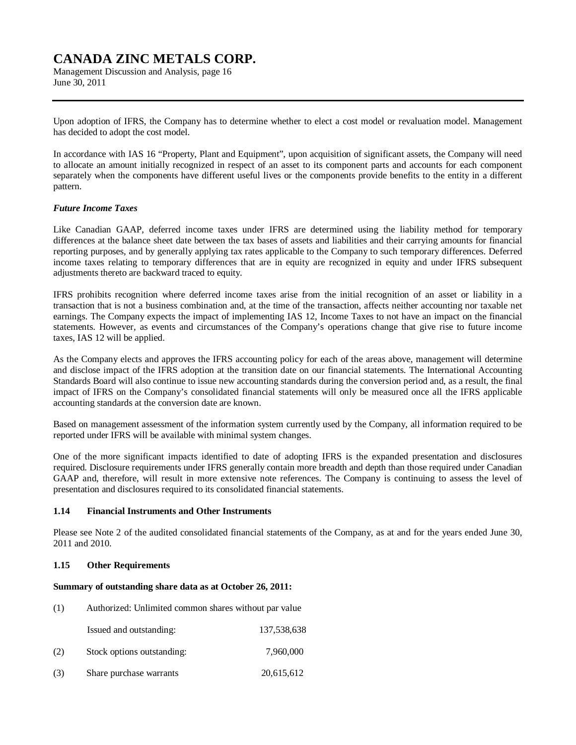Upon adoption of IFRS, the Company has to determine whether to elect a cost model or revaluation model. Management has decided to adopt the cost model.

In accordance with IAS 16 "Property, Plant and Equipment", upon acquisition of significant assets, the Company will need to allocate an amount initially recognized in respect of an asset to its component parts and accounts for each component separately when the components have different useful lives or the components provide benefits to the entity in a different pattern.

***Future Income Taxes***

Like Canadian GAAP, deferred income taxes under IFRS are determined using the liability method for temporary differences at the balance sheet date between the tax bases of assets and liabilities and their carrying amounts for financial reporting purposes, and by generally applying tax rates applicable to the Company to such temporary differences. Deferred income taxes relating to temporary differences that are in equity are recognized in equity and under IFRS subsequent adjustments thereto are backward traced to equity.

IFRS prohibits recognition where deferred income taxes arise from the initial recognition of an asset or liability in a transaction that is not a business combination and, at the time of the transaction, affects neither accounting nor taxable net earnings. The Company expects the impact of implementing IAS 12, Income Taxes to not have an impact on the financial statements. However, as events and circumstances of the Company's operations change that give rise to future income taxes, IAS 12 will be applied.

As the Company elects and approves the IFRS accounting policy for each of the areas above, management will determine and disclose impact of the IFRS adoption at the transition date on our financial statements. The International Accounting Standards Board will also continue to issue new accounting standards during the conversion period and, as a result, the final impact of IFRS on the Company's consolidated financial statements will only be measured once all the IFRS applicable accounting standards at the conversion date are known.

Based on management assessment of the information system currently used by the Company, all information required to be reported under IFRS will be available with minimal system changes.

One of the more significant impacts identified to date of adopting IFRS is the expanded presentation and disclosures required. Disclosure requirements under IFRS generally contain more breadth and depth than those required under Canadian GAAP and, therefore, will result in more extensive note references. The Company is continuing to assess the level of presentation and disclosures required to its consolidated financial statements.

### 1.14 Financial Instruments and Other Instruments

Please see Note 2 of the audited consolidated financial statements of the Company, as at and for the years ended June 30, 2011 and 2010.

### 1.15 Other Requirements

**Summary of outstanding share data as at October 26, 2011:**

| | | |
|---|---|---|
| (1) | Authorized: Unlimited common shares without par value | |
| | Issued and outstanding: | 137,538,638 |
| (2) | Stock options outstanding: | 7,960,000 |
| (3) | Share purchase warrants | 20,615,612 |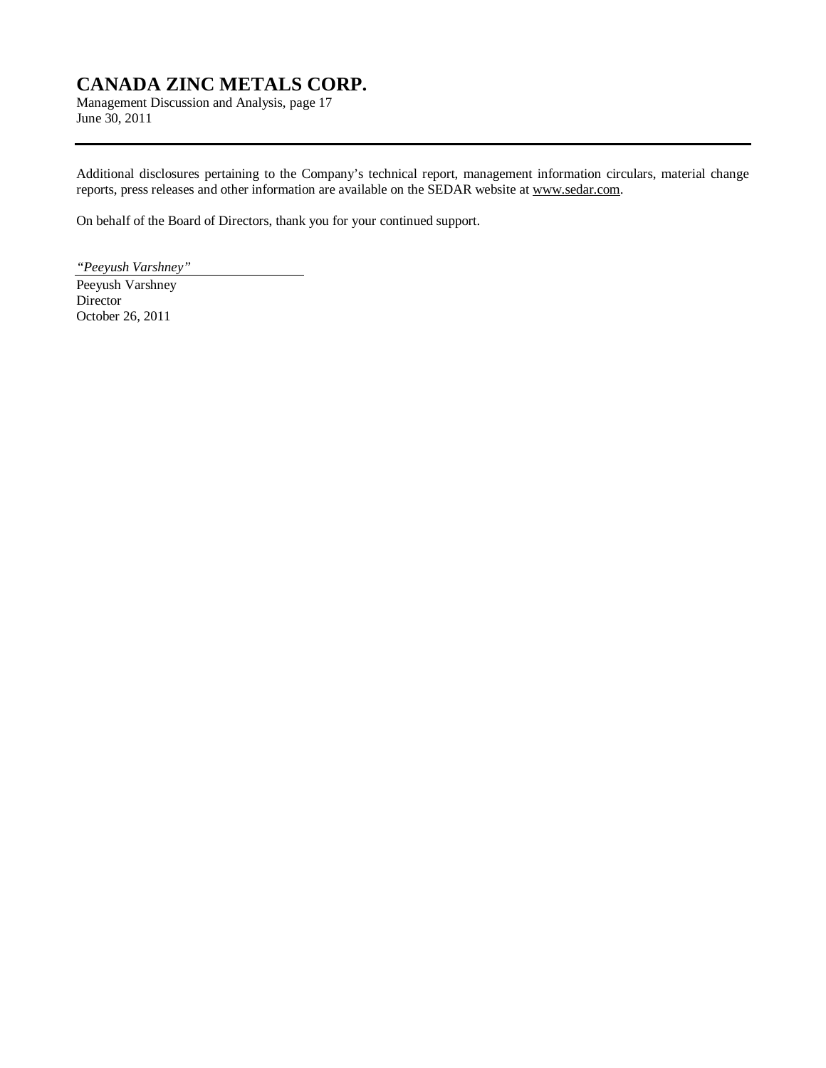Additional disclosures pertaining to the Company's technical report, management information circulars, material change reports, press releases and other information are available on the SEDAR website at www.sedar.com.

On behalf of the Board of Directors, thank you for your continued support.

*"Peeyush Varshney"*

Peeyush Varshney
Director
October 26, 2011